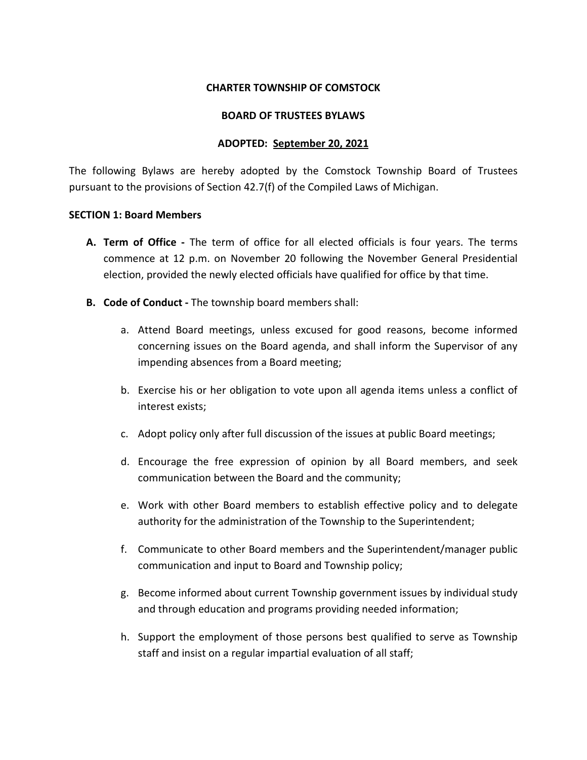**CHARTER TOWNSHIP OF COMSTOCK**

**BOARD OF TRUSTEES BYLAWS**

**ADOPTED: September 20, 2021**

The following Bylaws are hereby adopted by the Comstock Township Board of Trustees pursuant to the provisions of Section 42.7(f) of the Compiled Laws of Michigan.

**SECTION 1: Board Members**

**A. Term of Office -** The term of office for all elected officials is four years. The terms commence at 12 p.m. on November 20 following the November General Presidential election, provided the newly elected officials have qualified for office by that time.

**B. Code of Conduct -** The township board members shall:

a. Attend Board meetings, unless excused for good reasons, become informed concerning issues on the Board agenda, and shall inform the Supervisor of any impending absences from a Board meeting;

b. Exercise his or her obligation to vote upon all agenda items unless a conflict of interest exists;

c. Adopt policy only after full discussion of the issues at public Board meetings;

d. Encourage the free expression of opinion by all Board members, and seek communication between the Board and the community;

e. Work with other Board members to establish effective policy and to delegate authority for the administration of the Township to the Superintendent;

f. Communicate to other Board members and the Superintendent/manager public communication and input to Board and Township policy;

g. Become informed about current Township government issues by individual study and through education and programs providing needed information;

h. Support the employment of those persons best qualified to serve as Township staff and insist on a regular impartial evaluation of all staff;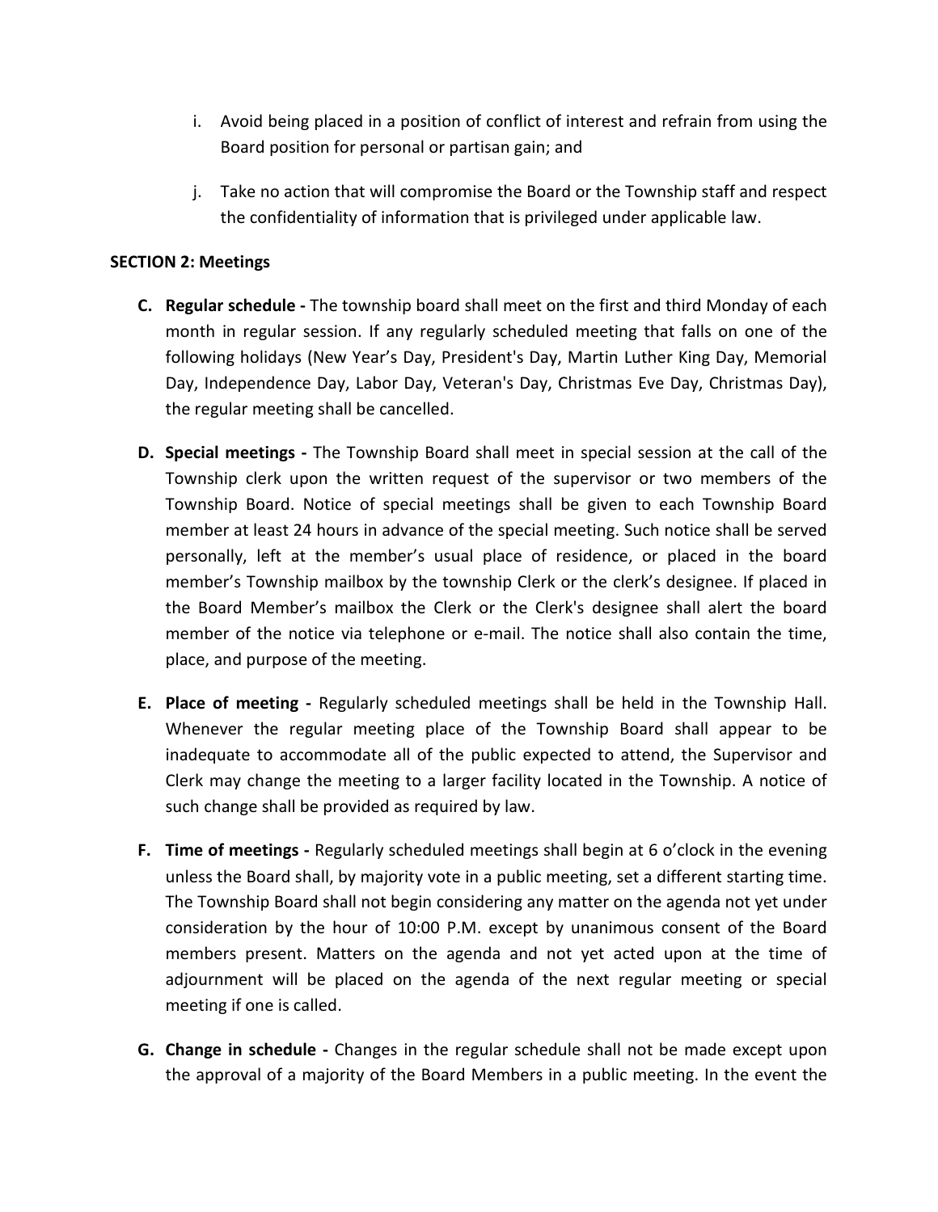i. Avoid being placed in a position of conflict of interest and refrain from using the Board position for personal or partisan gain; and

j. Take no action that will compromise the Board or the Township staff and respect the confidentiality of information that is privileged under applicable law.

**SECTION 2: Meetings**

**C. Regular schedule -** The township board shall meet on the first and third Monday of each month in regular session. If any regularly scheduled meeting that falls on one of the following holidays (New Year's Day, President's Day, Martin Luther King Day, Memorial Day, Independence Day, Labor Day, Veteran's Day, Christmas Eve Day, Christmas Day), the regular meeting shall be cancelled.

**D. Special meetings -** The Township Board shall meet in special session at the call of the Township clerk upon the written request of the supervisor or two members of the Township Board. Notice of special meetings shall be given to each Township Board member at least 24 hours in advance of the special meeting. Such notice shall be served personally, left at the member's usual place of residence, or placed in the board member's Township mailbox by the township Clerk or the clerk's designee. If placed in the Board Member's mailbox the Clerk or the Clerk's designee shall alert the board member of the notice via telephone or e-mail. The notice shall also contain the time, place, and purpose of the meeting.

**E. Place of meeting -** Regularly scheduled meetings shall be held in the Township Hall. Whenever the regular meeting place of the Township Board shall appear to be inadequate to accommodate all of the public expected to attend, the Supervisor and Clerk may change the meeting to a larger facility located in the Township. A notice of such change shall be provided as required by law.

**F. Time of meetings -** Regularly scheduled meetings shall begin at 6 o'clock in the evening unless the Board shall, by majority vote in a public meeting, set a different starting time. The Township Board shall not begin considering any matter on the agenda not yet under consideration by the hour of 10:00 P.M. except by unanimous consent of the Board members present. Matters on the agenda and not yet acted upon at the time of adjournment will be placed on the agenda of the next regular meeting or special meeting if one is called.

**G. Change in schedule -** Changes in the regular schedule shall not be made except upon the approval of a majority of the Board Members in a public meeting. In the event the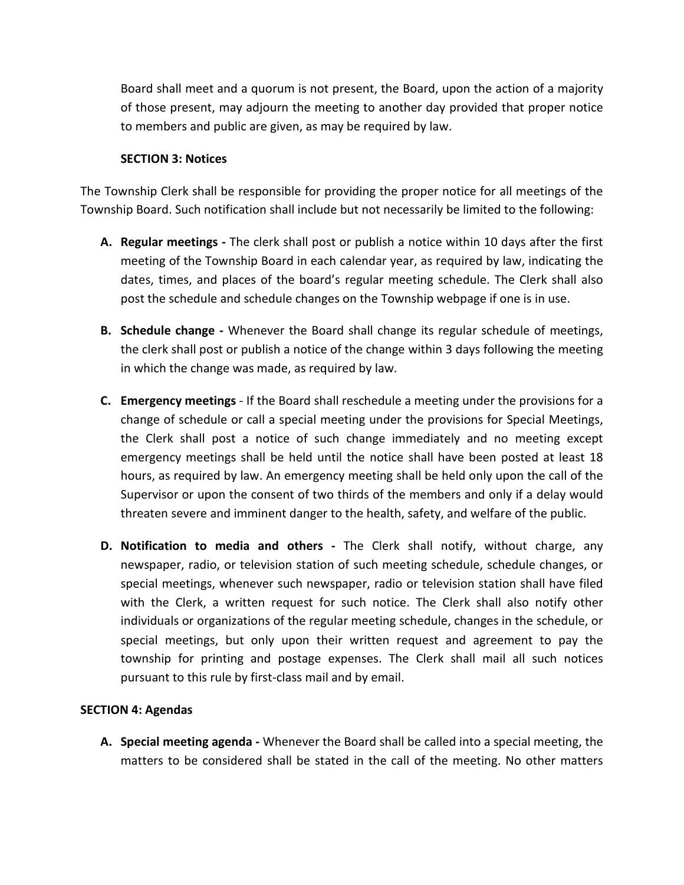Board shall meet and a quorum is not present, the Board, upon the action of a majority of those present, may adjourn the meeting to another day provided that proper notice to members and public are given, as may be required by law.

### SECTION 3: Notices

The Township Clerk shall be responsible for providing the proper notice for all meetings of the Township Board. Such notification shall include but not necessarily be limited to the following:

**A. Regular meetings -** The clerk shall post or publish a notice within 10 days after the first meeting of the Township Board in each calendar year, as required by law, indicating the dates, times, and places of the board's regular meeting schedule. The Clerk shall also post the schedule and schedule changes on the Township webpage if one is in use.

**B. Schedule change -** Whenever the Board shall change its regular schedule of meetings, the clerk shall post or publish a notice of the change within 3 days following the meeting in which the change was made, as required by law.

**C. Emergency meetings** - If the Board shall reschedule a meeting under the provisions for a change of schedule or call a special meeting under the provisions for Special Meetings, the Clerk shall post a notice of such change immediately and no meeting except emergency meetings shall be held until the notice shall have been posted at least 18 hours, as required by law. An emergency meeting shall be held only upon the call of the Supervisor or upon the consent of two thirds of the members and only if a delay would threaten severe and imminent danger to the health, safety, and welfare of the public.

**D. Notification to media and others -** The Clerk shall notify, without charge, any newspaper, radio, or television station of such meeting schedule, schedule changes, or special meetings, whenever such newspaper, radio or television station shall have filed with the Clerk, a written request for such notice. The Clerk shall also notify other individuals or organizations of the regular meeting schedule, changes in the schedule, or special meetings, but only upon their written request and agreement to pay the township for printing and postage expenses. The Clerk shall mail all such notices pursuant to this rule by first-class mail and by email.

### SECTION 4: Agendas

**A. Special meeting agenda -** Whenever the Board shall be called into a special meeting, the matters to be considered shall be stated in the call of the meeting. No other matters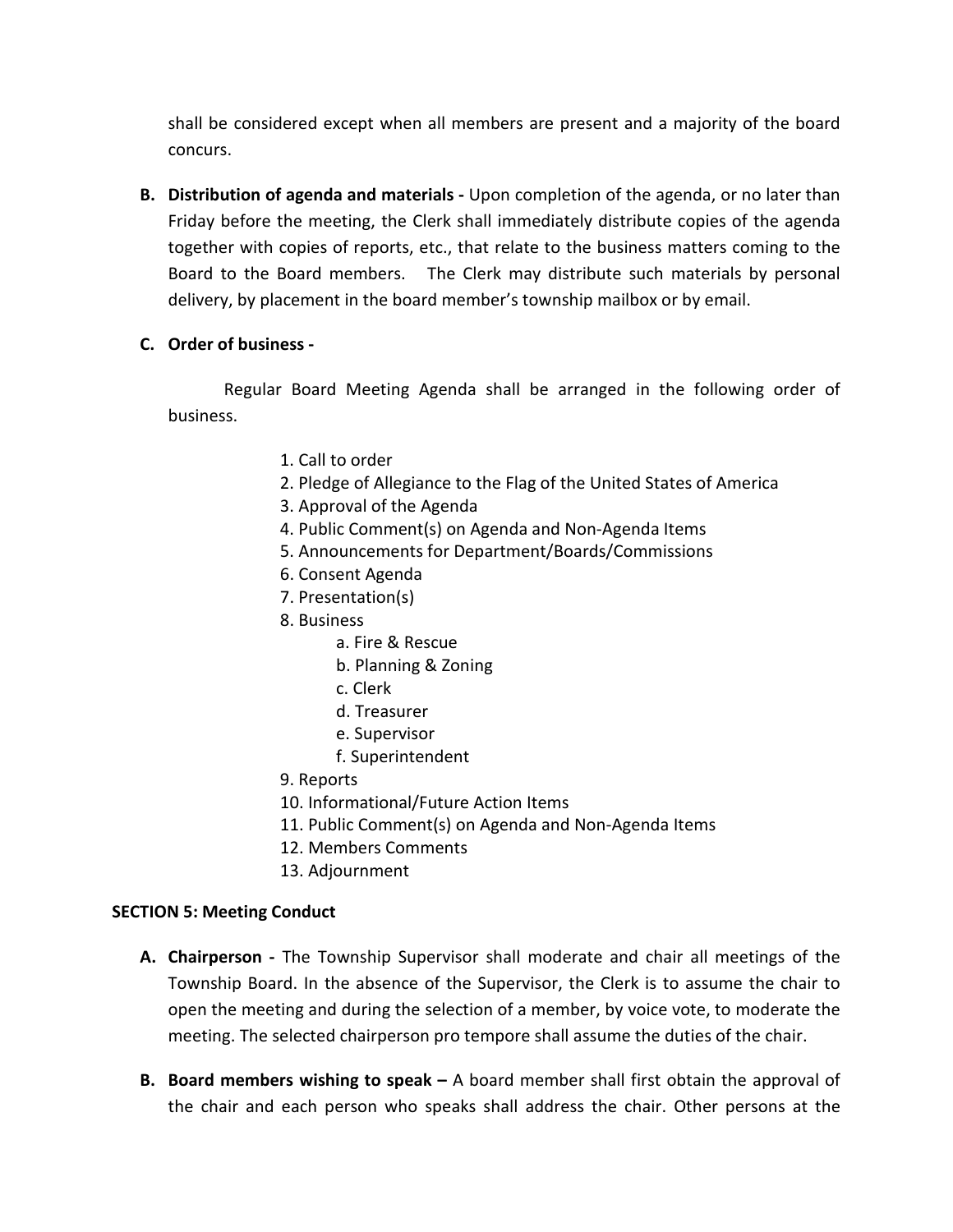shall be considered except when all members are present and a majority of the board concurs.

**B. Distribution of agenda and materials -** Upon completion of the agenda, or no later than Friday before the meeting, the Clerk shall immediately distribute copies of the agenda together with copies of reports, etc., that relate to the business matters coming to the Board to the Board members. The Clerk may distribute such materials by personal delivery, by placement in the board member's township mailbox or by email.

**C. Order of business -**

Regular Board Meeting Agenda shall be arranged in the following order of business.

1. Call to order
2. Pledge of Allegiance to the Flag of the United States of America
3. Approval of the Agenda
4. Public Comment(s) on Agenda and Non-Agenda Items
5. Announcements for Department/Boards/Commissions
6. Consent Agenda
7. Presentation(s)
8. Business
    - a. Fire & Rescue
    - b. Planning & Zoning
    - c. Clerk
    - d. Treasurer
    - e. Supervisor
    - f. Superintendent
9. Reports
10. Informational/Future Action Items
11. Public Comment(s) on Agenda and Non-Agenda Items
12. Members Comments
13. Adjournment

**SECTION 5: Meeting Conduct**

**A. Chairperson -** The Township Supervisor shall moderate and chair all meetings of the Township Board. In the absence of the Supervisor, the Clerk is to assume the chair to open the meeting and during the selection of a member, by voice vote, to moderate the meeting. The selected chairperson pro tempore shall assume the duties of the chair.

**B. Board members wishing to speak –** A board member shall first obtain the approval of the chair and each person who speaks shall address the chair. Other persons at the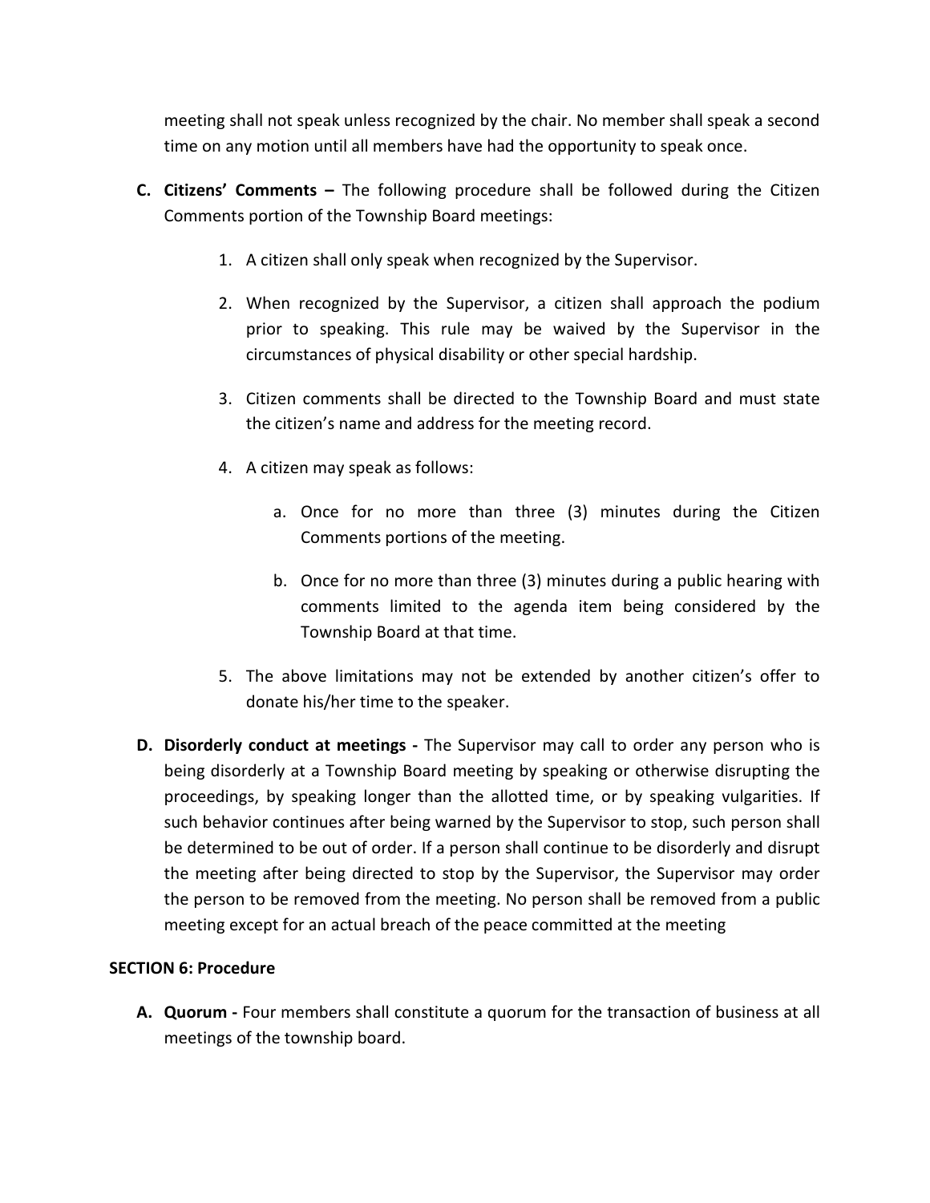meeting shall not speak unless recognized by the chair. No member shall speak a second time on any motion until all members have had the opportunity to speak once.

**C. Citizens' Comments –** The following procedure shall be followed during the Citizen Comments portion of the Township Board meetings:

1. A citizen shall only speak when recognized by the Supervisor.

2. When recognized by the Supervisor, a citizen shall approach the podium prior to speaking. This rule may be waived by the Supervisor in the circumstances of physical disability or other special hardship.

3. Citizen comments shall be directed to the Township Board and must state the citizen's name and address for the meeting record.

4. A citizen may speak as follows:

    a. Once for no more than three (3) minutes during the Citizen Comments portions of the meeting.

    b. Once for no more than three (3) minutes during a public hearing with comments limited to the agenda item being considered by the Township Board at that time.

5. The above limitations may not be extended by another citizen's offer to donate his/her time to the speaker.

**D. Disorderly conduct at meetings -** The Supervisor may call to order any person who is being disorderly at a Township Board meeting by speaking or otherwise disrupting the proceedings, by speaking longer than the allotted time, or by speaking vulgarities. If such behavior continues after being warned by the Supervisor to stop, such person shall be determined to be out of order. If a person shall continue to be disorderly and disrupt the meeting after being directed to stop by the Supervisor, the Supervisor may order the person to be removed from the meeting. No person shall be removed from a public meeting except for an actual breach of the peace committed at the meeting

**SECTION 6: Procedure**

**A. Quorum -** Four members shall constitute a quorum for the transaction of business at all meetings of the township board.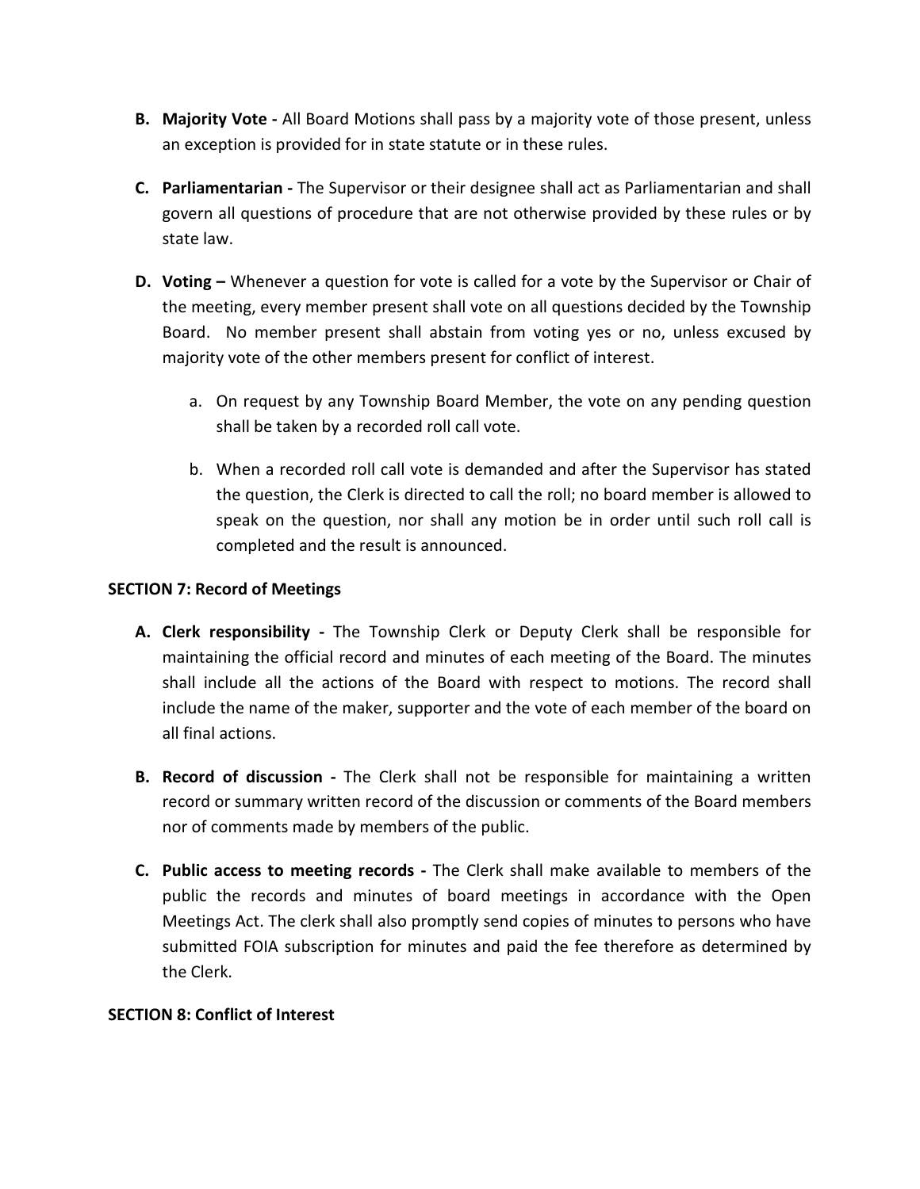B. **Majority Vote -** All Board Motions shall pass by a majority vote of those present, unless an exception is provided for in state statute or in these rules.

C. **Parliamentarian -** The Supervisor or their designee shall act as Parliamentarian and shall govern all questions of procedure that are not otherwise provided by these rules or by state law.

D. **Voting –** Whenever a question for vote is called for a vote by the Supervisor or Chair of the meeting, every member present shall vote on all questions decided by the Township Board. No member present shall abstain from voting yes or no, unless excused by majority vote of the other members present for conflict of interest.

   a. On request by any Township Board Member, the vote on any pending question shall be taken by a recorded roll call vote.

   b. When a recorded roll call vote is demanded and after the Supervisor has stated the question, the Clerk is directed to call the roll; no board member is allowed to speak on the question, nor shall any motion be in order until such roll call is completed and the result is announced.

**SECTION 7: Record of Meetings**

A. **Clerk responsibility -** The Township Clerk or Deputy Clerk shall be responsible for maintaining the official record and minutes of each meeting of the Board. The minutes shall include all the actions of the Board with respect to motions. The record shall include the name of the maker, supporter and the vote of each member of the board on all final actions.

B. **Record of discussion -** The Clerk shall not be responsible for maintaining a written record or summary written record of the discussion or comments of the Board members nor of comments made by members of the public.

C. **Public access to meeting records -** The Clerk shall make available to members of the public the records and minutes of board meetings in accordance with the Open Meetings Act. The clerk shall also promptly send copies of minutes to persons who have submitted FOIA subscription for minutes and paid the fee therefore as determined by the Clerk.

**SECTION 8: Conflict of Interest**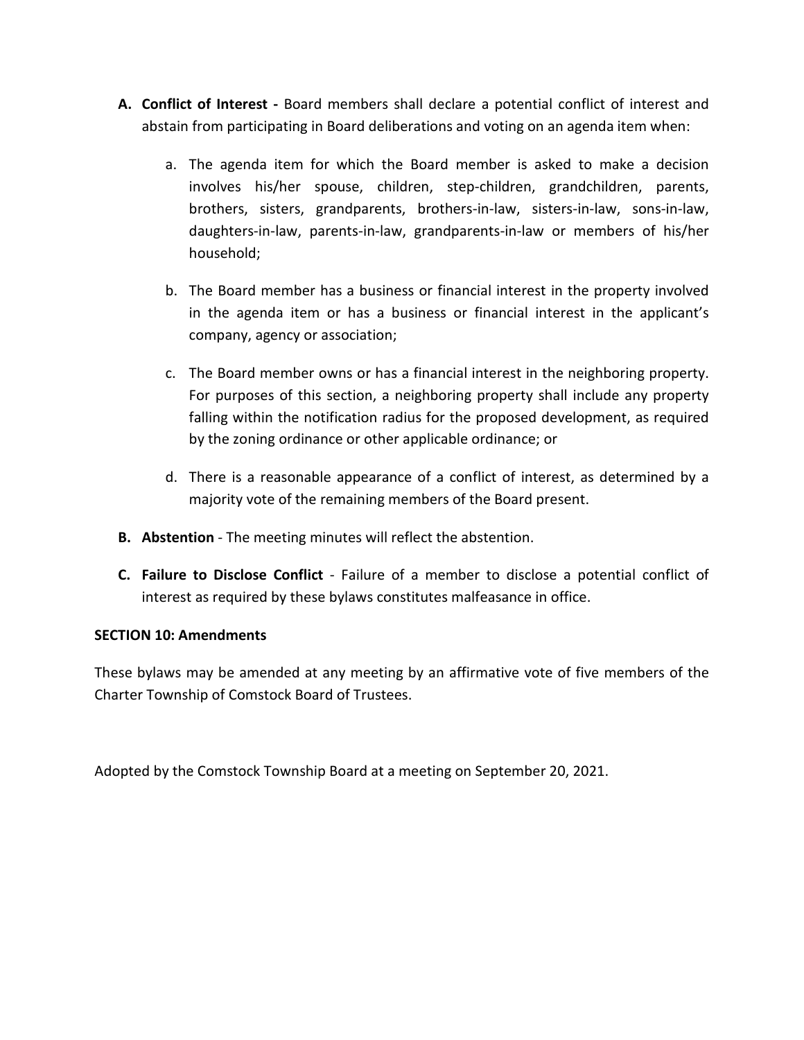A. **Conflict of Interest -** Board members shall declare a potential conflict of interest and abstain from participating in Board deliberations and voting on an agenda item when:

   a. The agenda item for which the Board member is asked to make a decision involves his/her spouse, children, step-children, grandchildren, parents, brothers, sisters, grandparents, brothers-in-law, sisters-in-law, sons-in-law, daughters-in-law, parents-in-law, grandparents-in-law or members of his/her household;

   b. The Board member has a business or financial interest in the property involved in the agenda item or has a business or financial interest in the applicant's company, agency or association;

   c. The Board member owns or has a financial interest in the neighboring property. For purposes of this section, a neighboring property shall include any property falling within the notification radius for the proposed development, as required by the zoning ordinance or other applicable ordinance; or

   d. There is a reasonable appearance of a conflict of interest, as determined by a majority vote of the remaining members of the Board present.

B. **Abstention** - The meeting minutes will reflect the abstention.

C. **Failure to Disclose Conflict** - Failure of a member to disclose a potential conflict of interest as required by these bylaws constitutes malfeasance in office.

**SECTION 10: Amendments**

These bylaws may be amended at any meeting by an affirmative vote of five members of the Charter Township of Comstock Board of Trustees.

Adopted by the Comstock Township Board at a meeting on September 20, 2021.